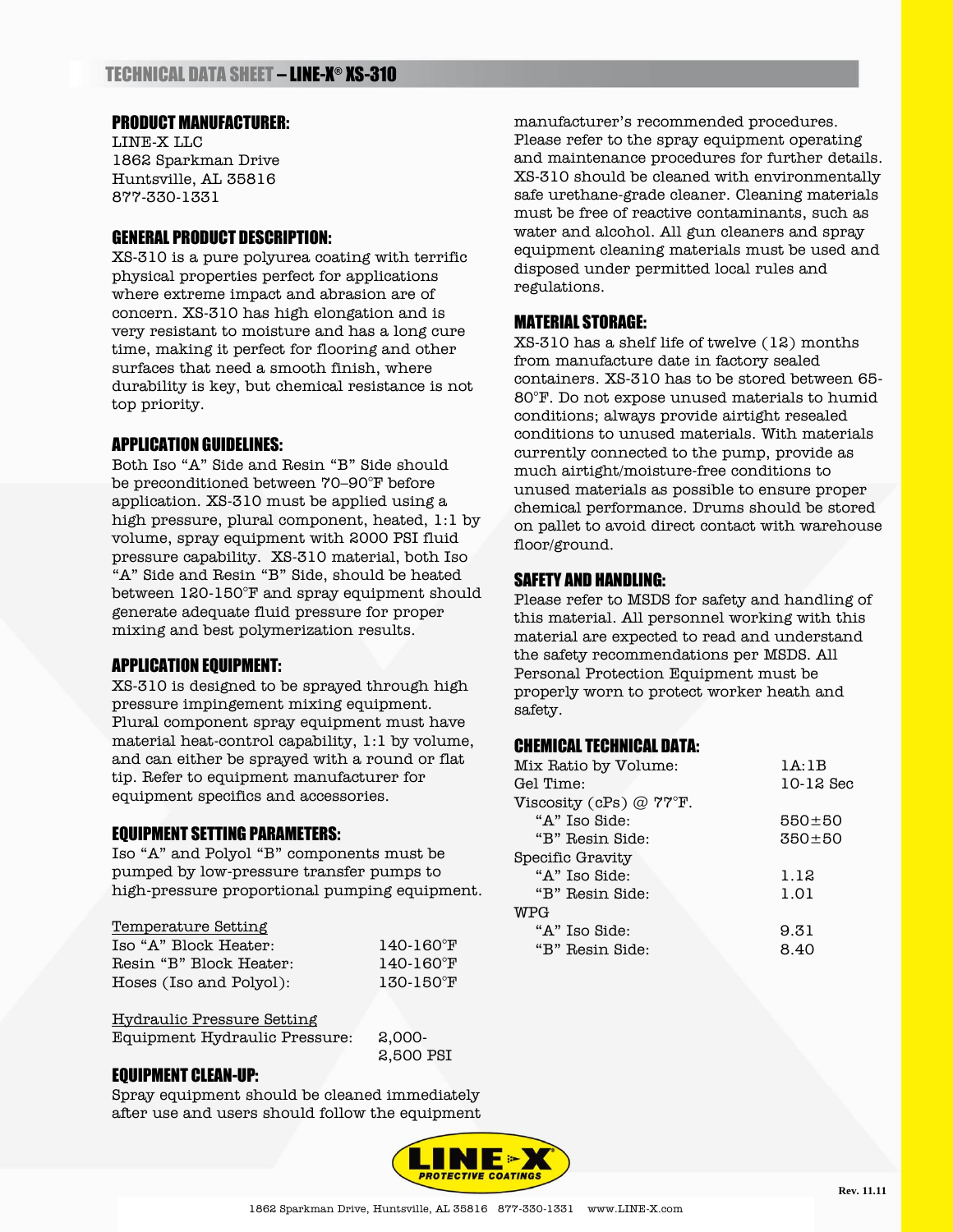# TECHNICAL DATA SHEET – LINE-X® XS-310

## PRODUCT MANUFACTURER:

LINE-X LLC
1862 Sparkman Drive
Huntsville, AL 35816
877-330-1331

## GENERAL PRODUCT DESCRIPTION:

XS-310 is a pure polyurea coating with terrific physical properties perfect for applications where extreme impact and abrasion are of concern. XS-310 has high elongation and is very resistant to moisture and has a long cure time, making it perfect for flooring and other surfaces that need a smooth finish, where durability is key, but chemical resistance is not top priority.

## APPLICATION GUIDELINES:

Both Iso "A" Side and Resin "B" Side should be preconditioned between 70–90°F before application. XS-310 must be applied using a high pressure, plural component, heated, 1:1 by volume, spray equipment with 2000 PSI fluid pressure capability. XS-310 material, both Iso "A" Side and Resin "B" Side, should be heated between 120-150°F and spray equipment should generate adequate fluid pressure for proper mixing and best polymerization results.

## APPLICATION EQUIPMENT:

XS-310 is designed to be sprayed through high pressure impingement mixing equipment. Plural component spray equipment must have material heat-control capability, 1:1 by volume, and can either be sprayed with a round or flat tip. Refer to equipment manufacturer for equipment specifics and accessories.

## EQUIPMENT SETTING PARAMETERS:

Iso "A" and Polyol "B" components must be pumped by low-pressure transfer pumps to high-pressure proportional pumping equipment.

<u>Temperature Setting</u>

| | |
|---|---|
| Iso "A" Block Heater: | 140-160°F |
| Resin "B" Block Heater: | 140-160°F |
| Hoses (Iso and Polyol): | 130-150°F |

<u>Hydraulic Pressure Setting</u>

| | |
|---|---|
| Equipment Hydraulic Pressure: | 2,000-2,500 PSI |

## EQUIPMENT CLEAN-UP:

Spray equipment should be cleaned immediately after use and users should follow the equipment manufacturer's recommended procedures. Please refer to the spray equipment operating and maintenance procedures for further details. XS-310 should be cleaned with environmentally safe urethane-grade cleaner. Cleaning materials must be free of reactive contaminants, such as water and alcohol. All gun cleaners and spray equipment cleaning materials must be used and disposed under permitted local rules and regulations.

## MATERIAL STORAGE:

XS-310 has a shelf life of twelve (12) months from manufacture date in factory sealed containers. XS-310 has to be stored between 65-80°F. Do not expose unused materials to humid conditions; always provide airtight resealed conditions to unused materials. With materials currently connected to the pump, provide as much airtight/moisture-free conditions to unused materials as possible to ensure proper chemical performance. Drums should be stored on pallet to avoid direct contact with warehouse floor/ground.

## SAFETY AND HANDLING:

Please refer to MSDS for safety and handling of this material. All personnel working with this material are expected to read and understand the safety recommendations per MSDS. All Personal Protection Equipment must be properly worn to protect worker heath and safety.

## CHEMICAL TECHNICAL DATA:

| | |
|---|---|
| Mix Ratio by Volume: | 1A:1B |
| Gel Time: | 10-12 Sec |
| Viscosity (cPs) @ 77°F. | |
| "A" Iso Side: | 550±50 |
| "B" Resin Side: | 350±50 |
| Specific Gravity | |
| "A" Iso Side: | 1.12 |
| "B" Resin Side: | 1.01 |
| WPG | |
| "A" Iso Side: | 9.31 |
| "B" Resin Side: | 8.40 |

LINE-X PROTECTIVE COATINGS

Rev. 11.11

1862 Sparkman Drive, Huntsville, AL 35816 877-330-1331 www.LINE-X.com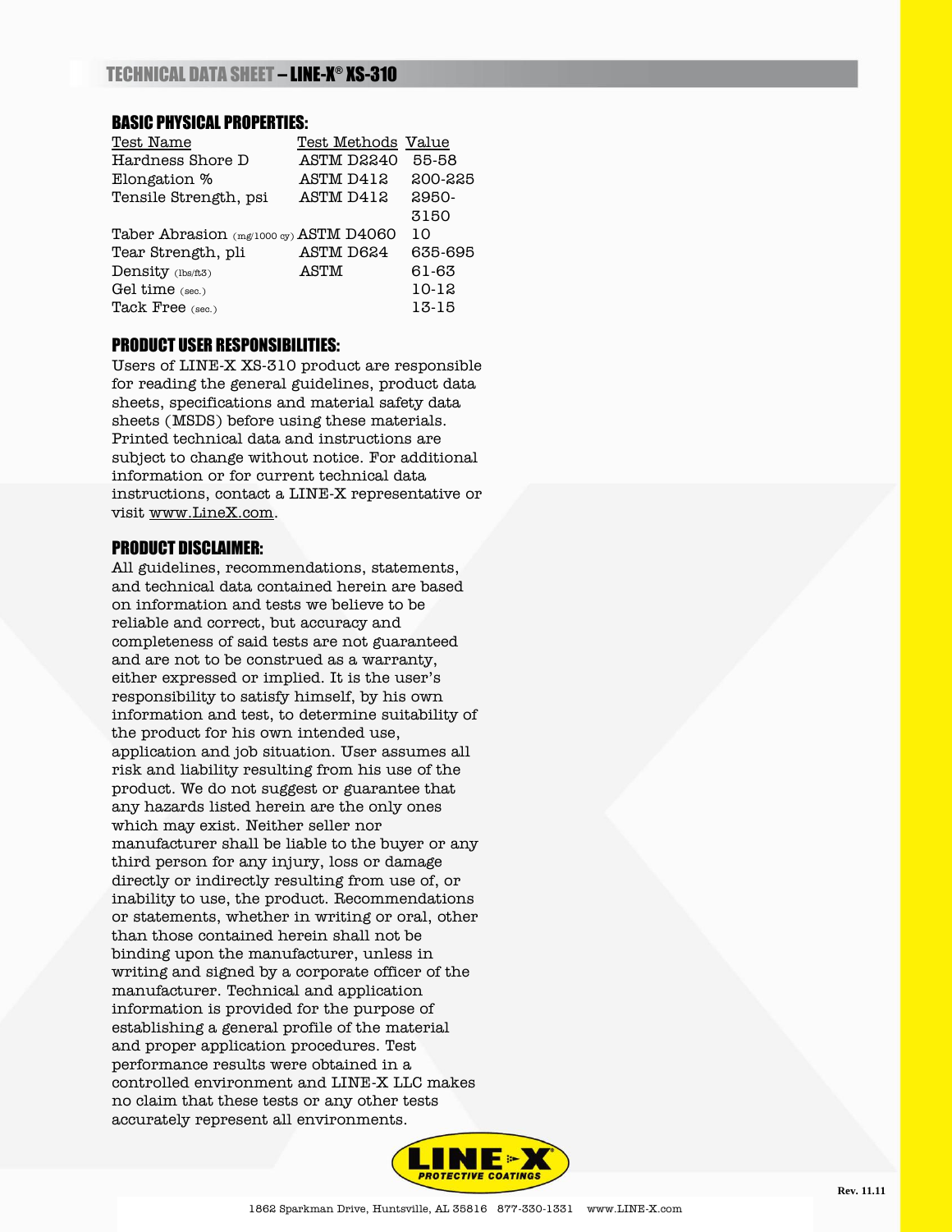# TECHNICAL DATA SHEET – LINE-X® XS-310

## BASIC PHYSICAL PROPERTIES:

| Test Name | Test Methods | Value |
|---|---|---|
| Hardness Shore D | ASTM D2240 | 55-58 |
| Elongation % | ASTM D412 | 200-225 |
| Tensile Strength, psi | ASTM D412 | 2950-3150 |
| Taber Abrasion (mg/1000 cy) | ASTM D4060 | 10 |
| Tear Strength, pli | ASTM D624 | 635-695 |
| Density (lbs/ft3) | ASTM | 61-63 |
| Gel time (sec.) | | 10-12 |
| Tack Free (sec.) | | 13-15 |

## PRODUCT USER RESPONSIBILITIES:

Users of LINE-X XS-310 product are responsible for reading the general guidelines, product data sheets, specifications and material safety data sheets (MSDS) before using these materials. Printed technical data and instructions are subject to change without notice. For additional information or for current technical data instructions, contact a LINE-X representative or visit www.LineX.com.

## PRODUCT DISCLAIMER:

All guidelines, recommendations, statements, and technical data contained herein are based on information and tests we believe to be reliable and correct, but accuracy and completeness of said tests are not guaranteed and are not to be construed as a warranty, either expressed or implied. It is the user's responsibility to satisfy himself, by his own information and test, to determine suitability of the product for his own intended use, application and job situation. User assumes all risk and liability resulting from his use of the product. We do not suggest or guarantee that any hazards listed herein are the only ones which may exist. Neither seller nor manufacturer shall be liable to the buyer or any third person for any injury, loss or damage directly or indirectly resulting from use of, or inability to use, the product. Recommendations or statements, whether in writing or oral, other than those contained herein shall not be binding upon the manufacturer, unless in writing and signed by a corporate officer of the manufacturer. Technical and application information is provided for the purpose of establishing a general profile of the material and proper application procedures. Test performance results were obtained in a controlled environment and LINE-X LLC makes no claim that these tests or any other tests accurately represent all environments.

LINE-X PROTECTIVE COATINGS

Rev. 11.11

1862 Sparkman Drive, Huntsville, AL 35816 877-330-1331 www.LINE-X.com